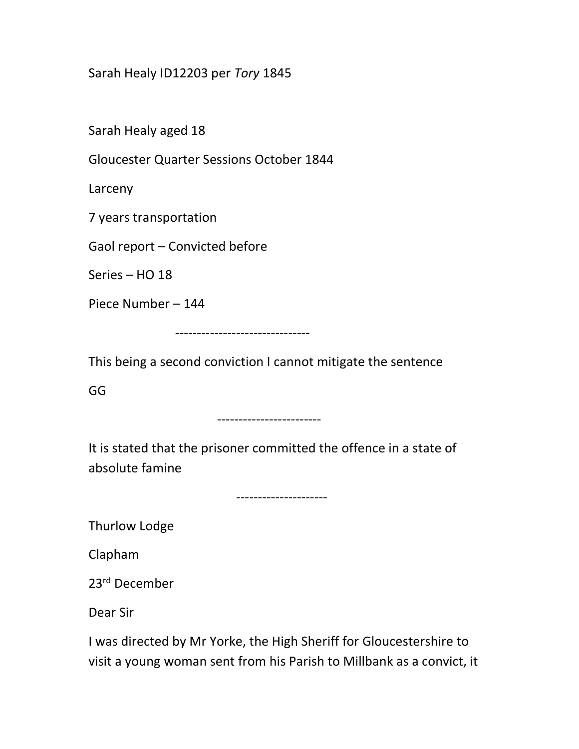Sarah Healy ID12203 per *Tory* 1845

Sarah Healy aged 18

Gloucester Quarter Sessions October 1844

Larceny

7 years transportation

Gaol report – Convicted before

Series – HO 18

Piece Number – 144

-------------------------------

This being a second conviction I cannot mitigate the sentence

GG

------------------------

It is stated that the prisoner committed the offence in a state of absolute famine

---------------------

Thurlow Lodge

Clapham

23rd December

Dear Sir

I was directed by Mr Yorke, the High Sheriff for Gloucestershire to visit a young woman sent from his Parish to Millbank as a convict, it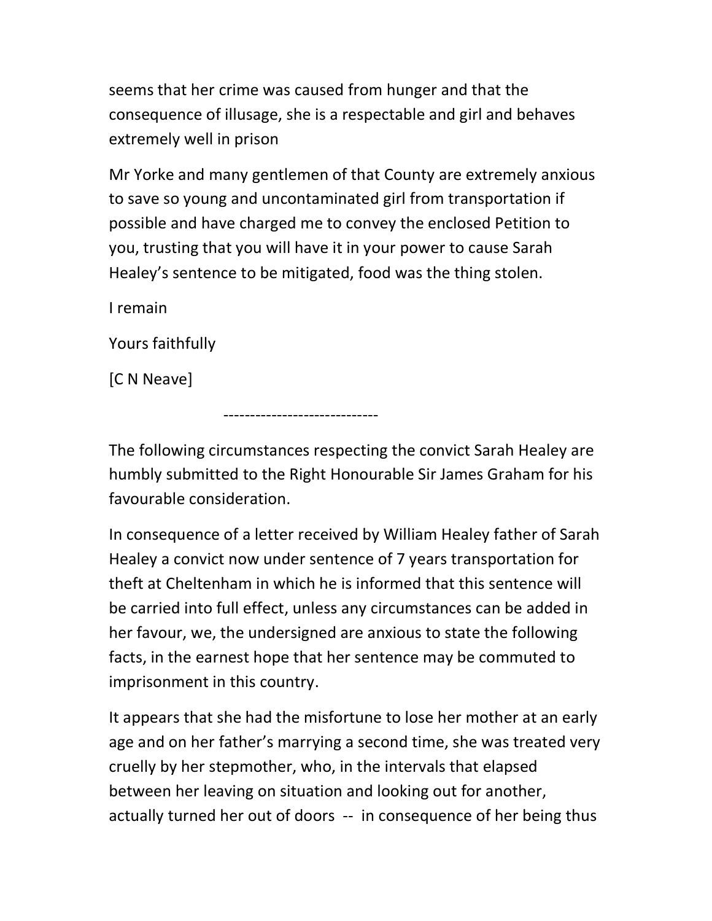seems that her crime was caused from hunger and that the consequence of illusage, she is a respectable and girl and behaves extremely well in prison

Mr Yorke and many gentlemen of that County are extremely anxious to save so young and uncontaminated girl from transportation if possible and have charged me to convey the enclosed Petition to you, trusting that you will have it in your power to cause Sarah Healey's sentence to be mitigated, food was the thing stolen.

I remain

Yours faithfully

[C N Neave]

-----------------------------

The following circumstances respecting the convict Sarah Healey are humbly submitted to the Right Honourable Sir James Graham for his favourable consideration.

In consequence of a letter received by William Healey father of Sarah Healey a convict now under sentence of 7 years transportation for theft at Cheltenham in which he is informed that this sentence will be carried into full effect, unless any circumstances can be added in her favour, we, the undersigned are anxious to state the following facts, in the earnest hope that her sentence may be commuted to imprisonment in this country.

It appears that she had the misfortune to lose her mother at an early age and on her father's marrying a second time, she was treated very cruelly by her stepmother, who, in the intervals that elapsed between her leaving on situation and looking out for another, actually turned her out of doors -- in consequence of her being thus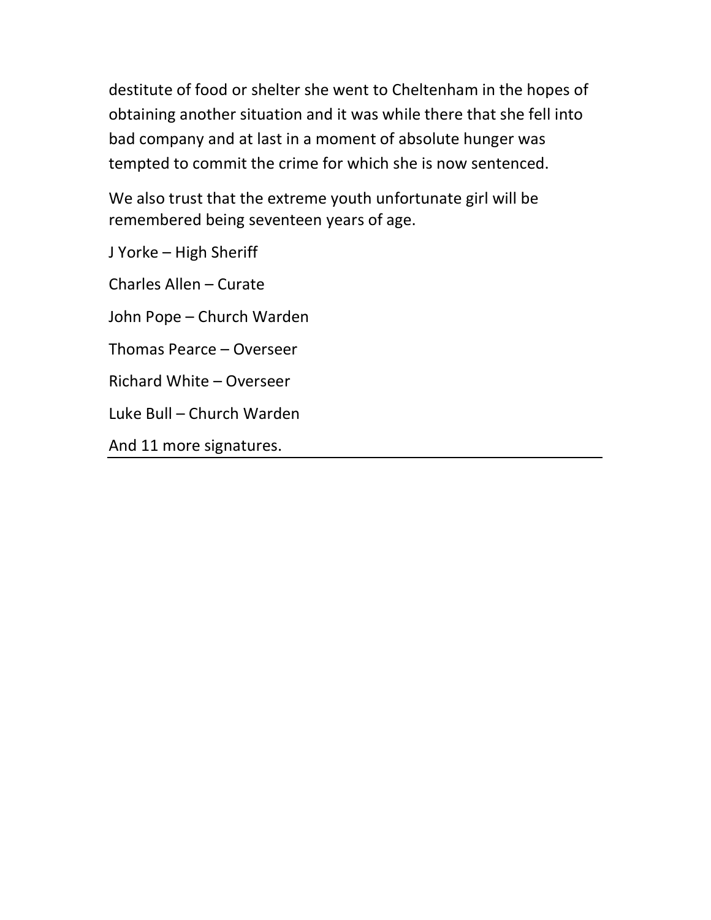destitute of food or shelter she went to Cheltenham in the hopes of obtaining another situation and it was while there that she fell into bad company and at last in a moment of absolute hunger was tempted to commit the crime for which she is now sentenced.

We also trust that the extreme youth unfortunate girl will be remembered being seventeen years of age.

J Yorke – High Sheriff

Charles Allen – Curate

John Pope – Church Warden

Thomas Pearce – Overseer

Richard White – Overseer

Luke Bull – Church Warden

And 11 more signatures.